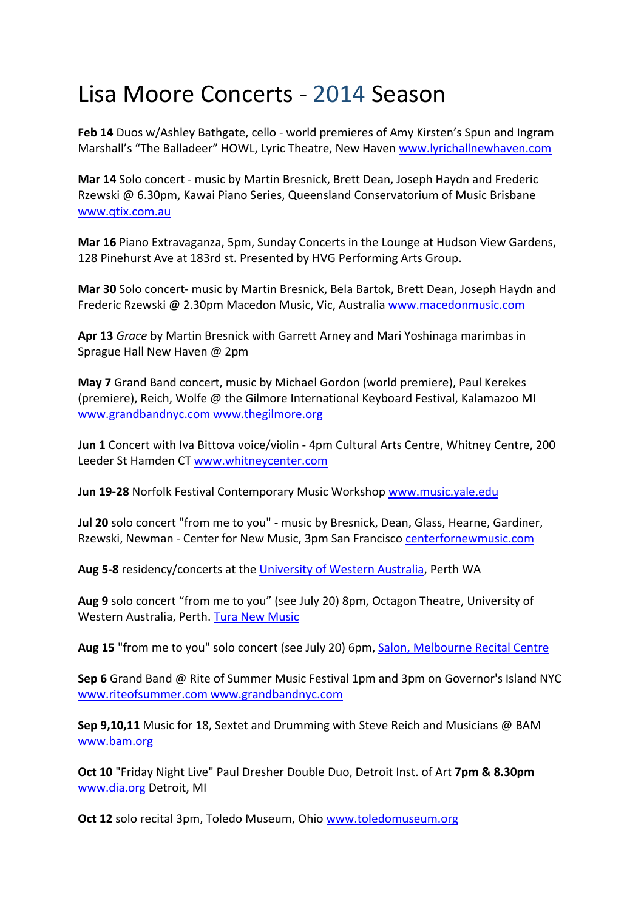# Lisa Moore Concerts - 2014 Season

**Feb 14** Duos w/Ashley Bathgate, cello - world premieres of Amy Kirsten's Spun and Ingram Marshall's "The Balladeer" HOWL, Lyric Theatre, New Haven www.lyrichallnewhaven.com

**Mar 14** Solo concert - music by Martin Bresnick, Brett Dean, Joseph Haydn and Frederic Rzewski @ 6.30pm, Kawai Piano Series, Queensland Conservatorium of Music Brisbane www.qtix.com.au

**Mar 16** Piano Extravaganza, 5pm, Sunday Concerts in the Lounge at Hudson View Gardens, 128 Pinehurst Ave at 183rd st. Presented by HVG Performing Arts Group.

**Mar 30** Solo concert- music by Martin Bresnick, Bela Bartok, Brett Dean, Joseph Haydn and Frederic Rzewski @ 2.30pm Macedon Music, Vic, Australia www.macedonmusic.com

**Apr 13** *Grace* by Martin Bresnick with Garrett Arney and Mari Yoshinaga marimbas in Sprague Hall New Haven @ 2pm

**May 7** Grand Band concert, music by Michael Gordon (world premiere), Paul Kerekes (premiere), Reich, Wolfe @ the Gilmore International Keyboard Festival, Kalamazoo MI www.grandbandnyc.com www.thegilmore.org

**Jun 1** Concert with Iva Bittova voice/violin - 4pm Cultural Arts Centre, Whitney Centre, 200 Leeder St Hamden CT www.whitneycenter.com

**Jun 19-28** Norfolk Festival Contemporary Music Workshop www.music.yale.edu

**Jul 20** solo concert "from me to you" - music by Bresnick, Dean, Glass, Hearne, Gardiner, Rzewski, Newman - Center for New Music, 3pm San Francisco centerfornewmusic.com

**Aug 5-8** residency/concerts at the University of Western Australia, Perth WA

**Aug 9** solo concert "from me to you" (see July 20) 8pm, Octagon Theatre, University of Western Australia, Perth. Tura New Music

**Aug 15** "from me to you" solo concert (see July 20) 6pm, Salon, Melbourne Recital Centre

**Sep 6** Grand Band @ Rite of Summer Music Festival 1pm and 3pm on Governor's Island NYC www.riteofsummer.com www.grandbandnyc.com

**Sep 9,10,11** Music for 18, Sextet and Drumming with Steve Reich and Musicians @ BAM www.bam.org

**Oct 10** "Friday Night Live" Paul Dresher Double Duo, Detroit Inst. of Art **7pm & 8.30pm** www.dia.org Detroit, MI

**Oct 12** solo recital 3pm, Toledo Museum, Ohio www.toledomuseum.org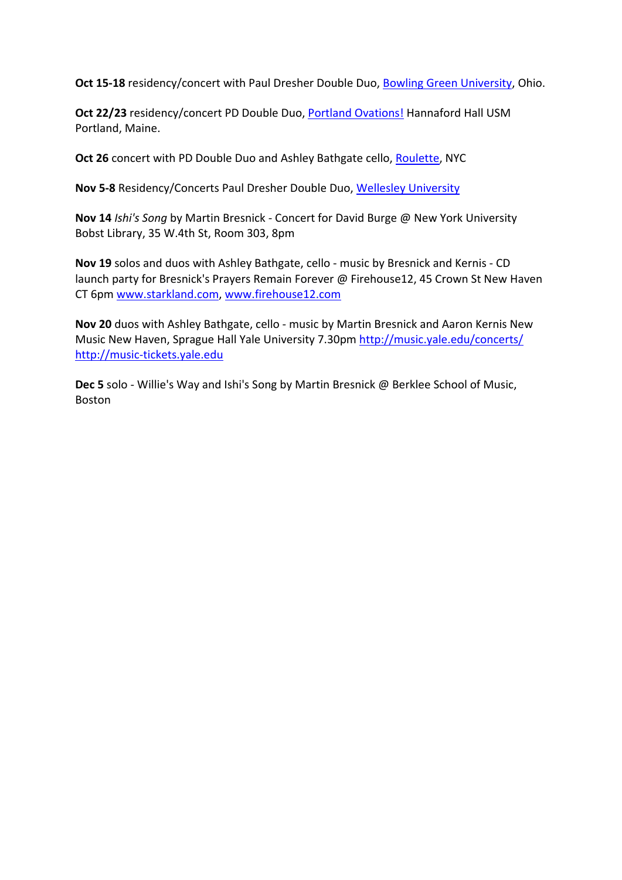**Oct 15-18** residency/concert with Paul Dresher Double Duo, [Bowling Green University](), Ohio.

**Oct 22/23** residency/concert PD Double Duo, [Portland Ovations!]() Hannaford Hall USM Portland, Maine.

**Oct 26** concert with PD Double Duo and Ashley Bathgate cello, [Roulette](), NYC

**Nov 5-8** Residency/Concerts Paul Dresher Double Duo, [Wellesley University]()

**Nov 14** *Ishi's Song* by Martin Bresnick - Concert for David Burge @ New York University Bobst Library, 35 W.4th St, Room 303, 8pm

**Nov 19** solos and duos with Ashley Bathgate, cello - music by Bresnick and Kernis - CD launch party for Bresnick's Prayers Remain Forever @ Firehouse12, 45 Crown St New Haven CT 6pm www.starkland.com, www.firehouse12.com

**Nov 20** duos with Ashley Bathgate, cello - music by Martin Bresnick and Aaron Kernis New Music New Haven, Sprague Hall Yale University 7.30pm http://music.yale.edu/concerts/ http://music-tickets.yale.edu

**Dec 5** solo - Willie's Way and Ishi's Song by Martin Bresnick @ Berklee School of Music, Boston